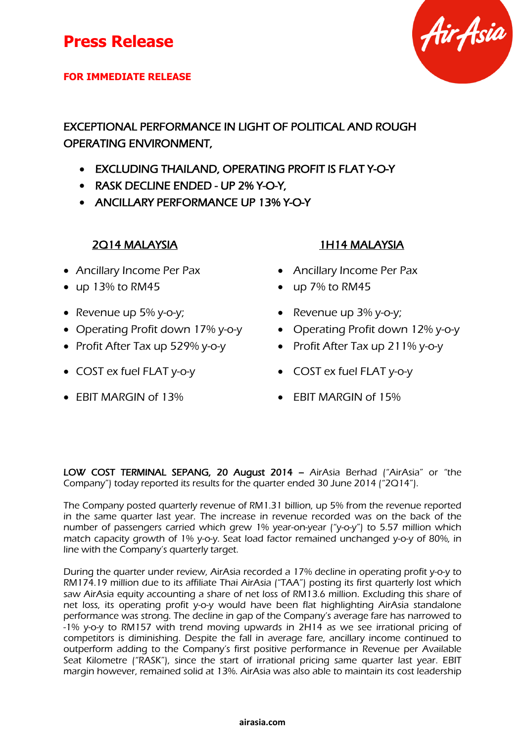# Press Release

**FOR IMMEDIATE RELEASE**

## EXCEPTIONAL PERFORMANCE IN LIGHT OF POLITICAL AND ROUGH OPERATING ENVIRONMENT,

- EXCLUDING THAILAND, OPERATING PROFIT IS FLAT Y-O-Y
- RASK DECLINE ENDED - UP 2% Y-O-Y,
- ANCILLARY PERFORMANCE UP 13% Y-O-Y

### 2Q14 MALAYSIA

- Ancillary Income Per Pax
- up 13% to RM45
- Revenue up 5% y-o-y;
- Operating Profit down 17% y-o-y
- Profit After Tax up 529% y-o-y
- COST ex fuel FLAT y-o-y
- EBIT MARGIN of 13%

### 1H14 MALAYSIA

- Ancillary Income Per Pax
- up 7% to RM45
- Revenue up 3% y-o-y;
- Operating Profit down 12% y-o-y
- Profit After Tax up 211% y-o-y
- COST ex fuel FLAT y-o-y
- EBIT MARGIN of 15%

**LOW COST TERMINAL SEPANG, 20 August 2014 –** AirAsia Berhad ("AirAsia" or "the Company") today reported its results for the quarter ended 30 June 2014 ("2Q14").

The Company posted quarterly revenue of RM1.31 billion, up 5% from the revenue reported in the same quarter last year. The increase in revenue recorded was on the back of the number of passengers carried which grew 1% year-on-year ("y-o-y") to 5.57 million which match capacity growth of 1% y-o-y. Seat load factor remained unchanged y-o-y of 80%, in line with the Company's quarterly target.

During the quarter under review, AirAsia recorded a 17% decline in operating profit y-o-y to RM174.19 million due to its affiliate Thai AirAsia ("TAA") posting its first quarterly lost which saw AirAsia equity accounting a share of net loss of RM13.6 million. Excluding this share of net loss, its operating profit y-o-y would have been flat highlighting AirAsia standalone performance was strong. The decline in gap of the Company's average fare has narrowed to -1% y-o-y to RM157 with trend moving upwards in 2H14 as we see irrational pricing of competitors is diminishing. Despite the fall in average fare, ancillary income continued to outperform adding to the Company's first positive performance in Revenue per Available Seat Kilometre ("RASK"), since the start of irrational pricing same quarter last year. EBIT margin however, remained solid at 13%. AirAsia was also able to maintain its cost leadership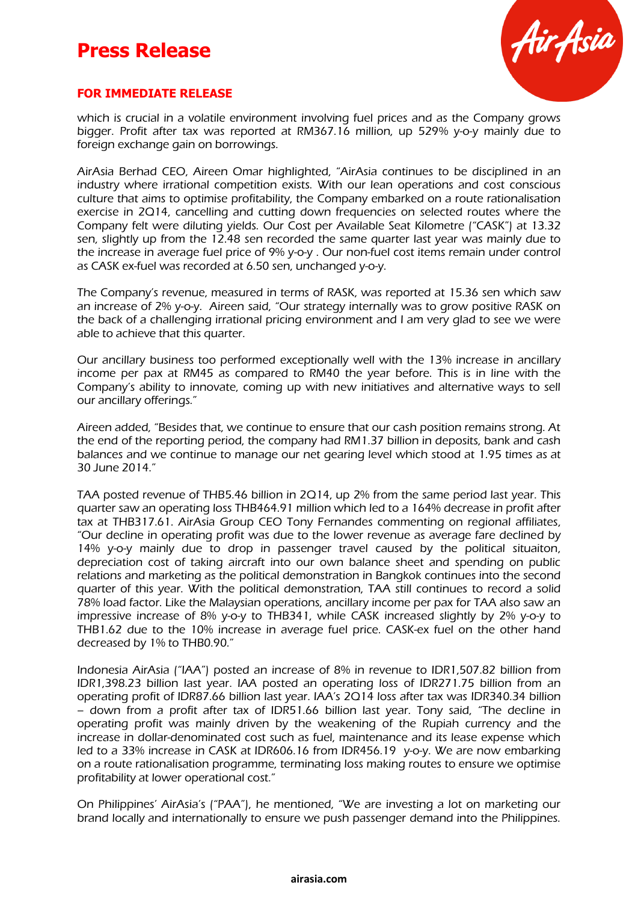which is crucial in a volatile environment involving fuel prices and as the Company grows bigger. Profit after tax was reported at RM367.16 million, up 529% y-o-y mainly due to foreign exchange gain on borrowings.

AirAsia Berhad CEO, Aireen Omar highlighted, "AirAsia continues to be disciplined in an industry where irrational competition exists. With our lean operations and cost conscious culture that aims to optimise profitability, the Company embarked on a route rationalisation exercise in 2Q14, cancelling and cutting down frequencies on selected routes where the Company felt were diluting yields. Our Cost per Available Seat Kilometre ("CASK") at 13.32 sen, slightly up from the 12.48 sen recorded the same quarter last year was mainly due to the increase in average fuel price of 9% y-o-y . Our non-fuel cost items remain under control as CASK ex-fuel was recorded at 6.50 sen, unchanged y-o-y.

The Company's revenue, measured in terms of RASK, was reported at 15.36 sen which saw an increase of 2% y-o-y. Aireen said, "Our strategy internally was to grow positive RASK on the back of a challenging irrational pricing environment and I am very glad to see we were able to achieve that this quarter.

Our ancillary business too performed exceptionally well with the 13% increase in ancillary income per pax at RM45 as compared to RM40 the year before. This is in line with the Company's ability to innovate, coming up with new initiatives and alternative ways to sell our ancillary offerings."

Aireen added, "Besides that, we continue to ensure that our cash position remains strong. At the end of the reporting period, the company had RM1.37 billion in deposits, bank and cash balances and we continue to manage our net gearing level which stood at 1.95 times as at 30 June 2014."

TAA posted revenue of THB5.46 billion in 2Q14, up 2% from the same period last year. This quarter saw an operating loss THB464.91 million which led to a 164% decrease in profit after tax at THB317.61. AirAsia Group CEO Tony Fernandes commenting on regional affiliates, "Our decline in operating profit was due to the lower revenue as average fare declined by 14% y-o-y mainly due to drop in passenger travel caused by the political situaiton, depreciation cost of taking aircraft into our own balance sheet and spending on public relations and marketing as the political demonstration in Bangkok continues into the second quarter of this year. With the political demonstration, TAA still continues to record a solid 78% load factor. Like the Malaysian operations, ancillary income per pax for TAA also saw an impressive increase of 8% y-o-y to THB341, while CASK increased slightly by 2% y-o-y to THB1.62 due to the 10% increase in average fuel price. CASK-ex fuel on the other hand decreased by 1% to THB0.90."

Indonesia AirAsia ("IAA") posted an increase of 8% in revenue to IDR1,507.82 billion from IDR1,398.23 billion last year. IAA posted an operating loss of IDR271.75 billion from an operating profit of IDR87.66 billion last year. IAA's 2Q14 loss after tax was IDR340.34 billion – down from a profit after tax of IDR51.66 billion last year. Tony said, "The decline in operating profit was mainly driven by the weakening of the Rupiah currency and the increase in dollar-denominated cost such as fuel, maintenance and its lease expense which led to a 33% increase in CASK at IDR606.16 from IDR456.19 y-o-y. We are now embarking on a route rationalisation programme, terminating loss making routes to ensure we optimise profitability at lower operational cost."

On Philippines' AirAsia's ("PAA"), he mentioned, "We are investing a lot on marketing our brand locally and internationally to ensure we push passenger demand into the Philippines.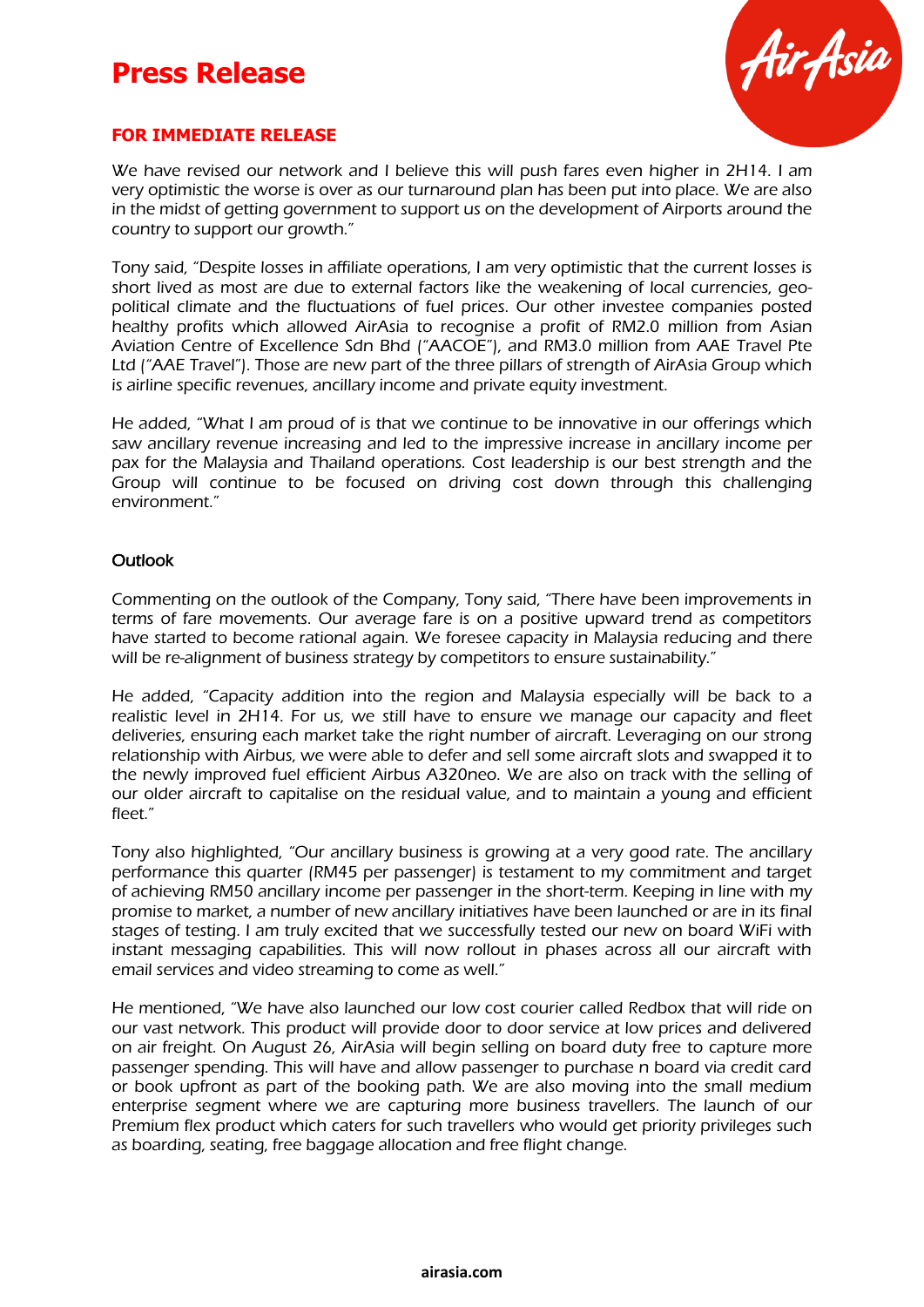# Press Release

**FOR IMMEDIATE RELEASE**

We have revised our network and I believe this will push fares even higher in 2H14. I am very optimistic the worse is over as our turnaround plan has been put into place. We are also in the midst of getting government to support us on the development of Airports around the country to support our growth."

Tony said, "Despite losses in affiliate operations, I am very optimistic that the current losses is short lived as most are due to external factors like the weakening of local currencies, geo-political climate and the fluctuations of fuel prices. Our other investee companies posted healthy profits which allowed AirAsia to recognise a profit of RM2.0 million from Asian Aviation Centre of Excellence Sdn Bhd ("AACOE"), and RM3.0 million from AAE Travel Pte Ltd ("AAE Travel"). Those are new part of the three pillars of strength of AirAsia Group which is airline specific revenues, ancillary income and private equity investment.

He added, "What I am proud of is that we continue to be innovative in our offerings which saw ancillary revenue increasing and led to the impressive increase in ancillary income per pax for the Malaysia and Thailand operations. Cost leadership is our best strength and the Group will continue to be focused on driving cost down through this challenging environment."

## Outlook

Commenting on the outlook of the Company, Tony said, "There have been improvements in terms of fare movements. Our average fare is on a positive upward trend as competitors have started to become rational again. We foresee capacity in Malaysia reducing and there will be re-alignment of business strategy by competitors to ensure sustainability."

He added, "Capacity addition into the region and Malaysia especially will be back to a realistic level in 2H14. For us, we still have to ensure we manage our capacity and fleet deliveries, ensuring each market take the right number of aircraft. Leveraging on our strong relationship with Airbus, we were able to defer and sell some aircraft slots and swapped it to the newly improved fuel efficient Airbus A320neo. We are also on track with the selling of our older aircraft to capitalise on the residual value, and to maintain a young and efficient fleet."

Tony also highlighted, "Our ancillary business is growing at a very good rate. The ancillary performance this quarter (RM45 per passenger) is testament to my commitment and target of achieving RM50 ancillary income per passenger in the short-term. Keeping in line with my promise to market, a number of new ancillary initiatives have been launched or are in its final stages of testing. I am truly excited that we successfully tested our new on board WiFi with instant messaging capabilities. This will now rollout in phases across all our aircraft with email services and video streaming to come as well."

He mentioned, "We have also launched our low cost courier called Redbox that will ride on our vast network. This product will provide door to door service at low prices and delivered on air freight. On August 26, AirAsia will begin selling on board duty free to capture more passenger spending. This will have and allow passenger to purchase n board via credit card or book upfront as part of the booking path. We are also moving into the small medium enterprise segment where we are capturing more business travellers. The launch of our Premium flex product which caters for such travellers who would get priority privileges such as boarding, seating, free baggage allocation and free flight change.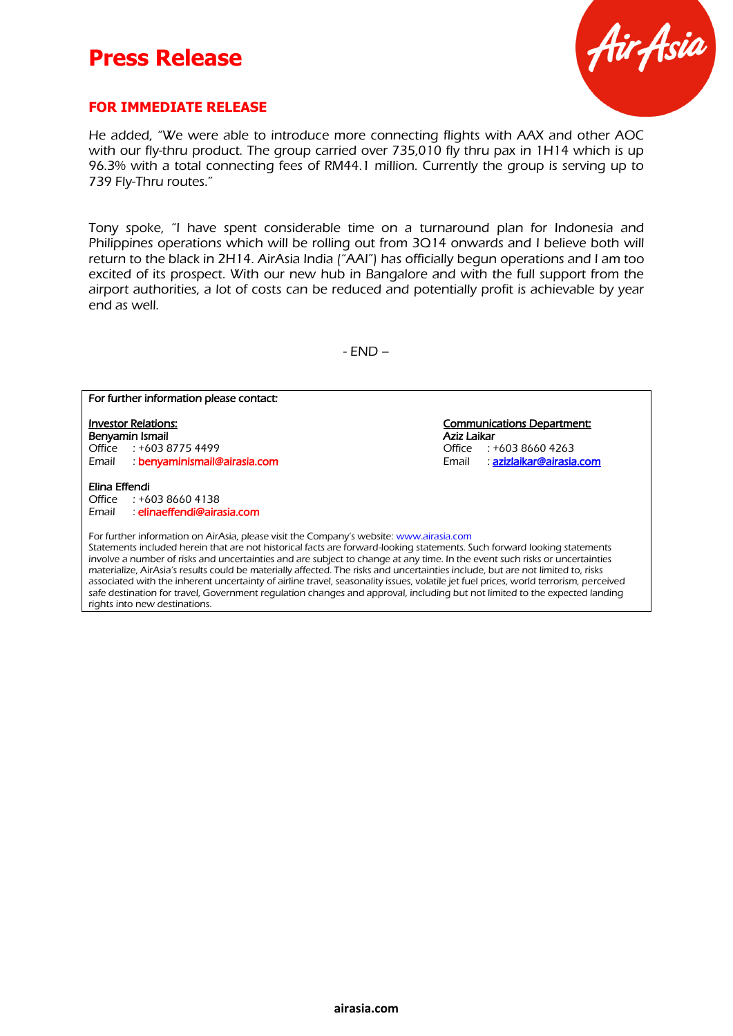# Press Release

**FOR IMMEDIATE RELEASE**

He added, "We were able to introduce more connecting flights with AAX and other AOC with our fly-thru product. The group carried over 735,010 fly thru pax in 1H14 which is up 96.3% with a total connecting fees of RM44.1 million. Currently the group is serving up to 739 Fly-Thru routes."

Tony spoke, "I have spent considerable time on a turnaround plan for Indonesia and Philippines operations which will be rolling out from 3Q14 onwards and I believe both will return to the black in 2H14. AirAsia India ("AAI") has officially begun operations and I am too excited of its prospect. With our new hub in Bangalore and with the full support from the airport authorities, a lot of costs can be reduced and potentially profit is achievable by year end as well.

- END –

For further information please contact:

Investor Relations:
**Benyamin Ismail**
Office : +603 8775 4499
Email : benyaminismail@airasia.com

**Elina Effendi**
Office : +603 8660 4138
Email : elinaeffendi@airasia.com

Communications Department:
**Aziz Laikar**
Office : +603 8660 4263
Email : azizlaikar@airasia.com

For further information on AirAsia, please visit the Company's website: www.airasia.com
Statements included herein that are not historical facts are forward-looking statements. Such forward looking statements involve a number of risks and uncertainties and are subject to change at any time. In the event such risks or uncertainties materialize, AirAsia's results could be materially affected. The risks and uncertainties include, but are not limited to, risks associated with the inherent uncertainty of airline travel, seasonality issues, volatile jet fuel prices, world terrorism, perceived safe destination for travel, Government regulation changes and approval, including but not limited to the expected landing rights into new destinations.